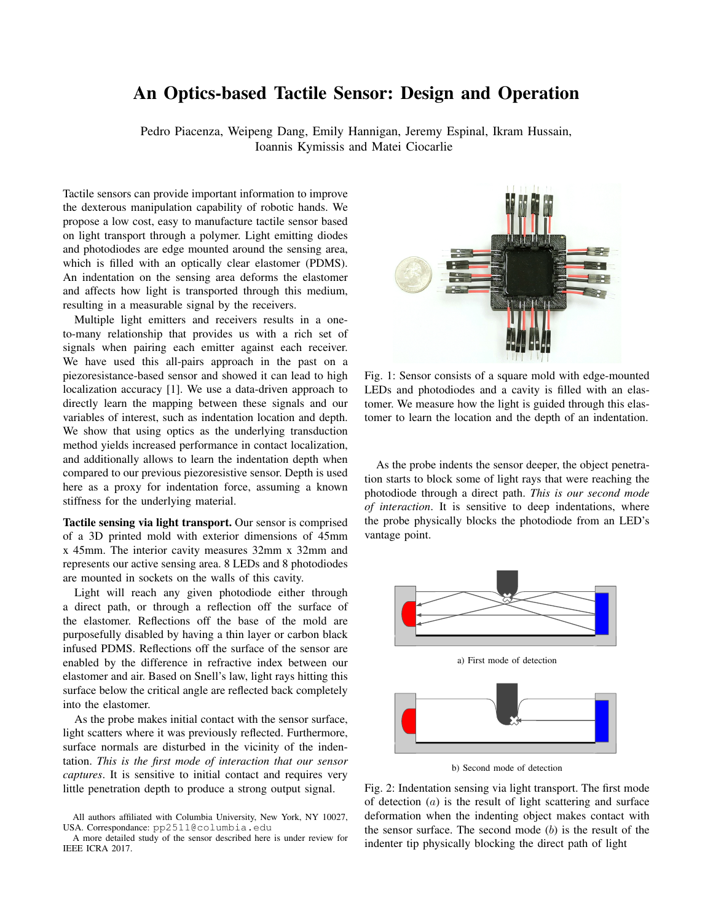# An Optics-based Tactile Sensor: Design and Operation

Pedro Piacenza, Weipeng Dang, Emily Hannigan, Jeremy Espinal, Ikram Hussain, Ioannis Kymissis and Matei Ciocarlie

Tactile sensors can provide important information to improve the dexterous manipulation capability of robotic hands. We propose a low cost, easy to manufacture tactile sensor based on light transport through a polymer. Light emitting diodes and photodiodes are edge mounted around the sensing area, which is filled with an optically clear elastomer (PDMS). An indentation on the sensing area deforms the elastomer and affects how light is transported through this medium, resulting in a measurable signal by the receivers.

Multiple light emitters and receivers results in a one-to-many relationship that provides us with a rich set of signals when pairing each emitter against each receiver. We have used this all-pairs approach in the past on a piezoresistance-based sensor and showed it can lead to high localization accuracy [1]. We use a data-driven approach to directly learn the mapping between these signals and our variables of interest, such as indentation location and depth. We show that using optics as the underlying transduction method yields increased performance in contact localization, and additionally allows to learn the indentation depth when compared to our previous piezoresistive sensor. Depth is used here as a proxy for indentation force, assuming a known stiffness for the underlying material.

**Tactile sensing via light transport.** Our sensor is comprised of a 3D printed mold with exterior dimensions of 45mm x 45mm. The interior cavity measures 32mm x 32mm and represents our active sensing area. 8 LEDs and 8 photodiodes are mounted in sockets on the walls of this cavity.

Light will reach any given photodiode either through a direct path, or through a reflection off the surface of the elastomer. Reflections off the base of the mold are purposefully disabled by having a thin layer or carbon black infused PDMS. Reflections off the surface of the sensor are enabled by the difference in refractive index between our elastomer and air. Based on Snell's law, light rays hitting this surface below the critical angle are reflected back completely into the elastomer.

As the probe makes initial contact with the sensor surface, light scatters where it was previously reflected. Furthermore, surface normals are disturbed in the vicinity of the indentation. *This is the first mode of interaction that our sensor captures*. It is sensitive to initial contact and requires very little penetration depth to produce a strong output signal.

Fig. 1: Sensor consists of a square mold with edge-mounted LEDs and photodiodes and a cavity is filled with an elastomer. We measure how the light is guided through this elastomer to learn the location and the depth of an indentation.

As the probe indents the sensor deeper, the object penetration starts to block some of light rays that were reaching the photodiode through a direct path. *This is our second mode of interaction*. It is sensitive to deep indentations, where the probe physically blocks the photodiode from an LED's vantage point.

a) First mode of detection

b) Second mode of detection

Fig. 2: Indentation sensing via light transport. The first mode of detection (*a*) is the result of light scattering and surface deformation when the indenting object makes contact with the sensor surface. The second mode (*b*) is the result of the indenter tip physically blocking the direct path of light

All authors affiliated with Columbia University, New York, NY 10027, USA. Correspondance: pp2511@columbia.edu

A more detailed study of the sensor described here is under review for IEEE ICRA 2017.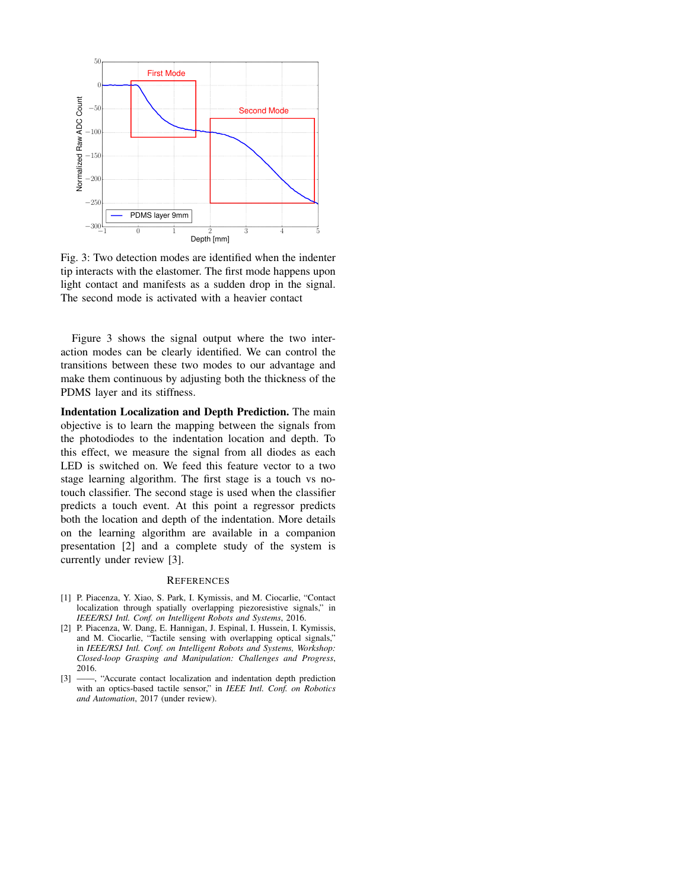First Mode

Second Mode

Normalized Raw ADC Count

50

0

−50

−100

−150

−200

−250

−300

−1

0

1

2

3

4

5

Depth [mm]

PDMS layer 9mm

Fig. 3: Two detection modes are identified when the indenter tip interacts with the elastomer. The first mode happens upon light contact and manifests as a sudden drop in the signal. The second mode is activated with a heavier contact

Figure 3 shows the signal output where the two interaction modes can be clearly identified. We can control the transitions between these two modes to our advantage and make them continuous by adjusting both the thickness of the PDMS layer and its stiffness.

**Indentation Localization and Depth Prediction.** The main objective is to learn the mapping between the signals from the photodiodes to the indentation location and depth. To this effect, we measure the signal from all diodes as each LED is switched on. We feed this feature vector to a two stage learning algorithm. The first stage is a touch vs no-touch classifier. The second stage is used when the classifier predicts a touch event. At this point a regressor predicts both the location and depth of the indentation. More details on the learning algorithm are available in a companion presentation [2] and a complete study of the system is currently under review [3].

## References

[1] P. Piacenza, Y. Xiao, S. Park, I. Kymissis, and M. Ciocarlie, "Contact localization through spatially overlapping piezoresistive signals," in *IEEE/RSJ Intl. Conf. on Intelligent Robots and Systems*, 2016.

[2] P. Piacenza, W. Dang, E. Hannigan, J. Espinal, I. Hussein, I. Kymissis, and M. Ciocarlie, "Tactile sensing with overlapping optical signals," in *IEEE/RSJ Intl. Conf. on Intelligent Robots and Systems, Workshop: Closed-loop Grasping and Manipulation: Challenges and Progress*, 2016.

[3] ——, "Accurate contact localization and indentation depth prediction with an optics-based tactile sensor," in *IEEE Intl. Conf. on Robotics and Automation*, 2017 (under review).